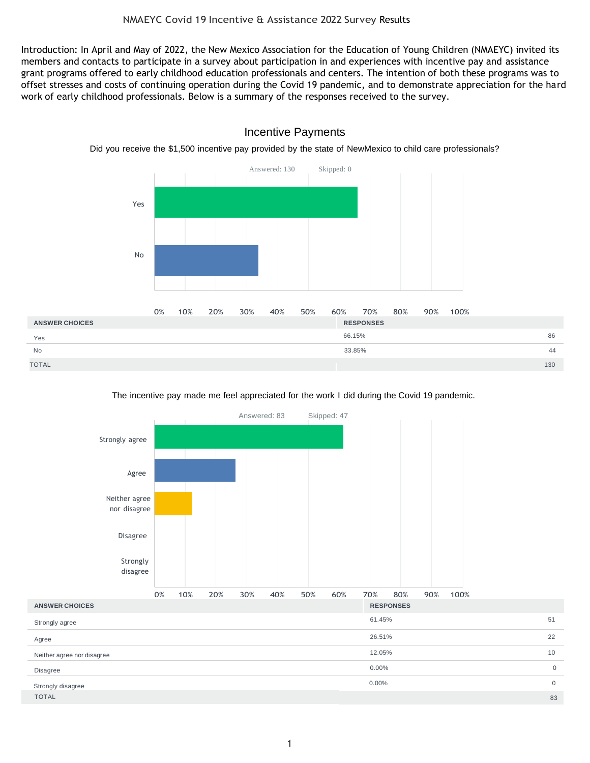# NMAEYC Covid 19 Incentive & Assistance 2022 Survey Results

Introduction: In April and May of 2022, the New Mexico Association for the Education of Young Children (NMAEYC) invited its members and contacts to participate in a survey about participation in and experiences with incentive pay and assistance grant programs offered to early childhood education professionals and centers. The intention of both these programs was to offset stresses and costs of continuing operation during the Covid 19 pandemic, and to demonstrate appreciation for the hard work of early childhood professionals. Below is a summary of the responses received to the survey.

## Incentive Payments

Did you receive the $1,500 incentive pay provided by the state of NewMexico to child care professionals?

Answered: 130 Skipped: 0

| ANSWER CHOICES | RESPONSES | |
|---|---|---|
| Yes | 66.15% | 86 |
| No | 33.85% | 44 |
| TOTAL | | 130 |

The incentive pay made me feel appreciated for the work I did during the Covid 19 pandemic.

Answered: 83 Skipped: 47

| ANSWER CHOICES | RESPONSES | |
|---|---|---|
| Strongly agree | 61.45% | 51 |
| Agree | 26.51% | 22 |
| Neither agree nor disagree | 12.05% | 10 |
| Disagree | 0.00% | 0 |
| Strongly disagree | 0.00% | 0 |
| TOTAL | | 83 |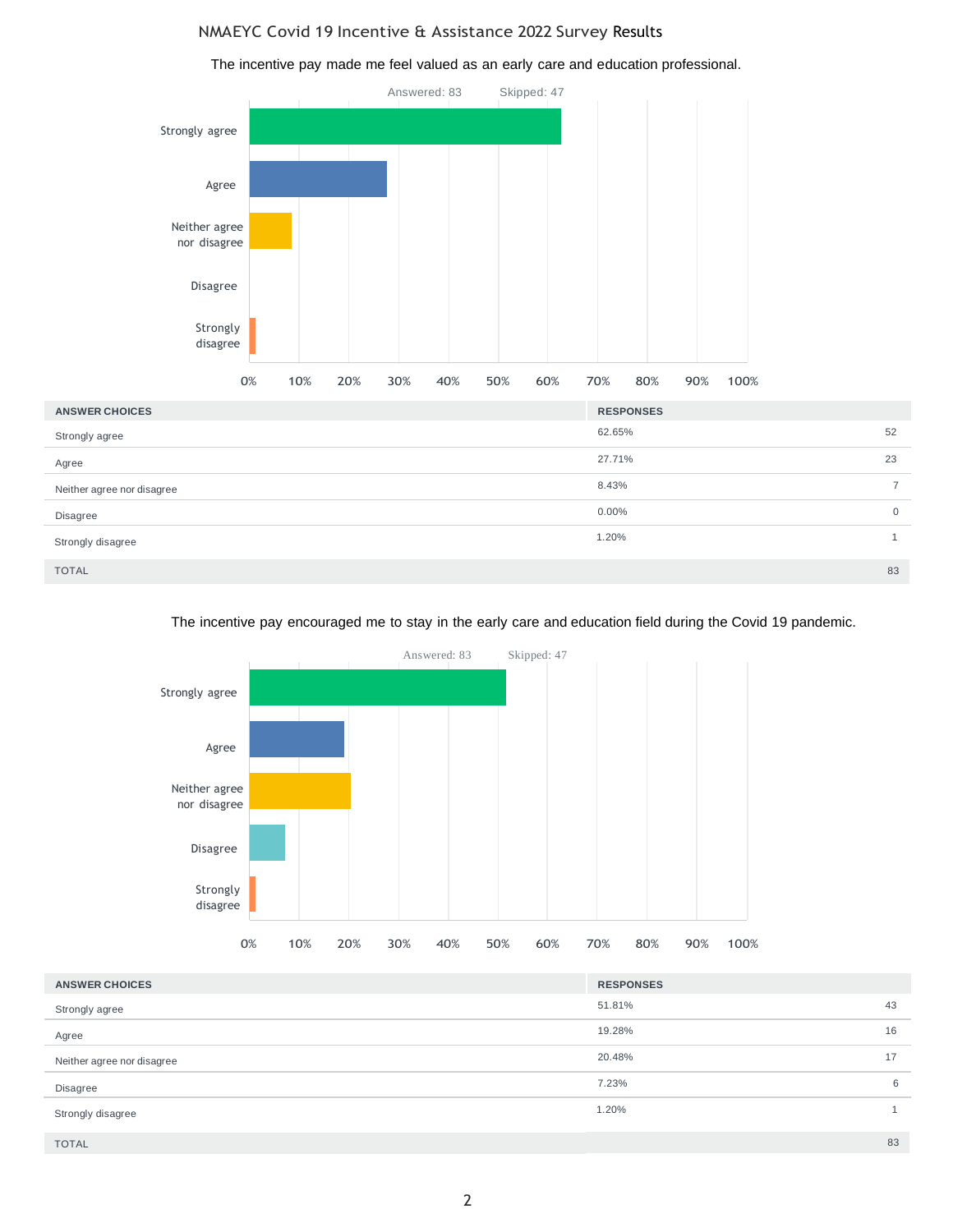NMAEYC Covid 19 Incentive & Assistance 2022 Survey Results

## The incentive pay made me feel valued as an early care and education professional.

Answered: 83 Skipped: 47

| ANSWER CHOICES | RESPONSES | |
|---|---|---|
| Strongly agree | 62.65% | 52 |
| Agree | 27.71% | 23 |
| Neither agree nor disagree | 8.43% | 7 |
| Disagree | 0.00% | 0 |
| Strongly disagree | 1.20% | 1 |
| TOTAL | | 83 |

## The incentive pay encouraged me to stay in the early care and education field during the Covid 19 pandemic.

Answered: 83 Skipped: 47

| ANSWER CHOICES | RESPONSES | |
|---|---|---|
| Strongly agree | 51.81% | 43 |
| Agree | 19.28% | 16 |
| Neither agree nor disagree | 20.48% | 17 |
| Disagree | 7.23% | 6 |
| Strongly disagree | 1.20% | 1 |
| TOTAL | | 83 |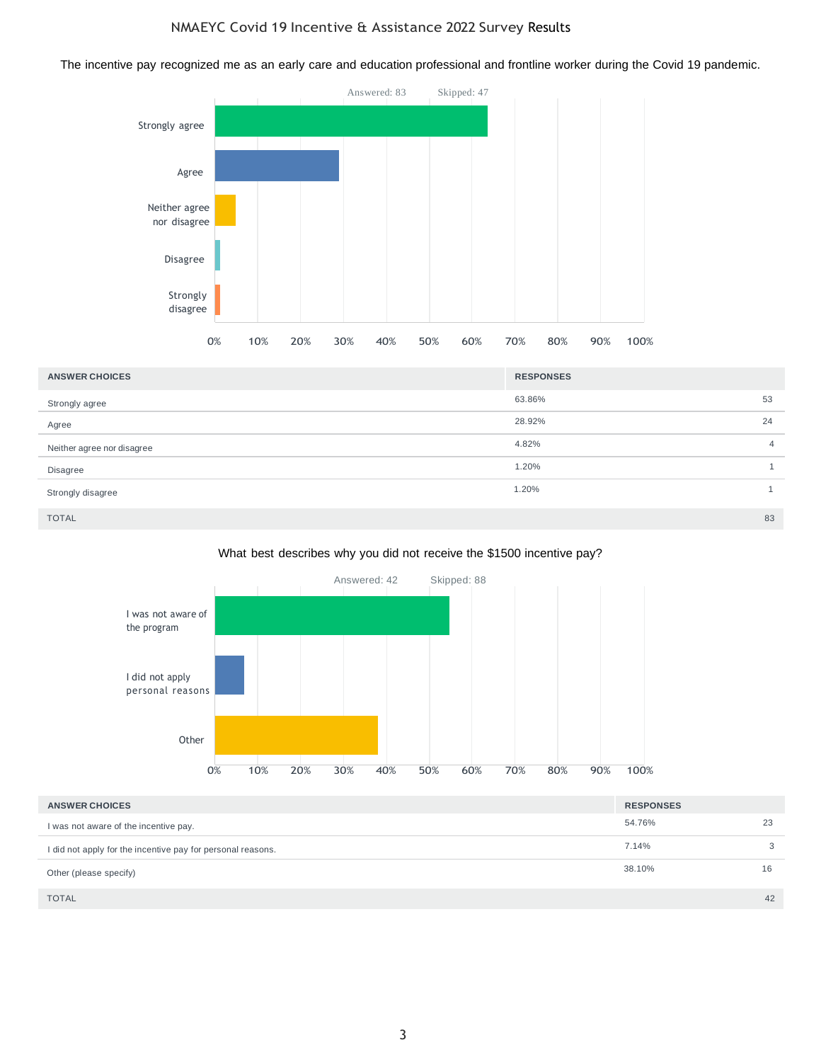# NMAEYC Covid 19 Incentive & Assistance 2022 Survey Results

## The incentive pay recognized me as an early care and education professional and frontline worker during the Covid 19 pandemic.

Answered: 83 Skipped: 47

| ANSWER CHOICES | RESPONSES | |
|---|---|---|
| Strongly agree | 63.86% | 53 |
| Agree | 28.92% | 24 |
| Neither agree nor disagree | 4.82% | 4 |
| Disagree | 1.20% | 1 |
| Strongly disagree | 1.20% | 1 |
| TOTAL | | 83 |

## What best describes why you did not receive the $1500 incentive pay?

Answered: 42 Skipped: 88

| ANSWER CHOICES | RESPONSES | |
|---|---|---|
| I was not aware of the incentive pay. | 54.76% | 23 |
| I did not apply for the incentive pay for personal reasons. | 7.14% | 3 |
| Other (please specify) | 38.10% | 16 |
| TOTAL | | 42 |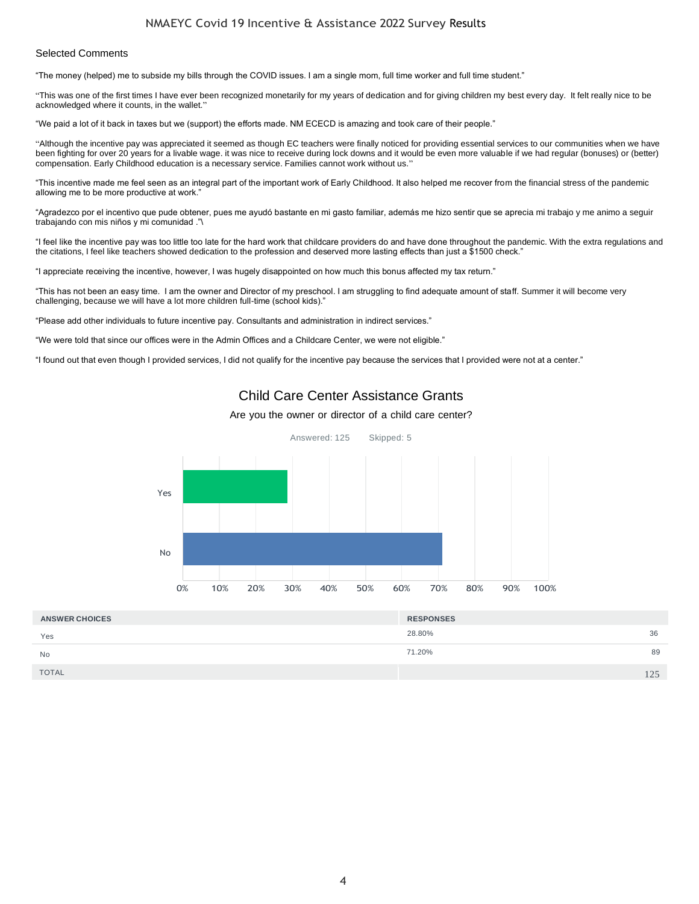## Selected Comments

"The money (helped) me to subside my bills through the COVID issues. I am a single mom, full time worker and full time student."

"This was one of the first times I have ever been recognized monetarily for my years of dedication and for giving children my best every day. It felt really nice to be acknowledged where it counts, in the wallet."

"We paid a lot of it back in taxes but we (support) the efforts made. NM ECECD is amazing and took care of their people."

"Although the incentive pay was appreciated it seemed as though EC teachers were finally noticed for providing essential services to our communities when we have been fighting for over 20 years for a livable wage. it was nice to receive during lock downs and it would be even more valuable if we had regular (bonuses) or (better) compensation. Early Childhood education is a necessary service. Families cannot work without us."

"This incentive made me feel seen as an integral part of the important work of Early Childhood. It also helped me recover from the financial stress of the pandemic allowing me to be more productive at work."

"Agradezco por el incentivo que pude obtener, pues me ayudó bastante en mi gasto familiar, además me hizo sentir que se aprecia mi trabajo y me animo a seguir trabajando con mis niños y mi comunidad ."\

"I feel like the incentive pay was too little too late for the hard work that childcare providers do and have done throughout the pandemic. With the extra regulations and the citations, I feel like teachers showed dedication to the profession and deserved more lasting effects than just a $1500 check."

"I appreciate receiving the incentive, however, I was hugely disappointed on how much this bonus affected my tax return."

"This has not been an easy time. I am the owner and Director of my preschool. I am struggling to find adequate amount of staff. Summer it will become very challenging, because we will have a lot more children full-time (school kids)."

"Please add other individuals to future incentive pay. Consultants and administration in indirect services."

"We were told that since our offices were in the Admin Offices and a Childcare Center, we were not eligible."

"I found out that even though I provided services, I did not qualify for the incentive pay because the services that I provided were not at a center."

## Child Care Center Assistance Grants

Are you the owner or director of a child care center?

Answered: 125 Skipped: 5

| ANSWER CHOICES | RESPONSES | |
|---|---|---|
| Yes | 28.80% | 36 |
| No | 71.20% | 89 |
| TOTAL | | 125 |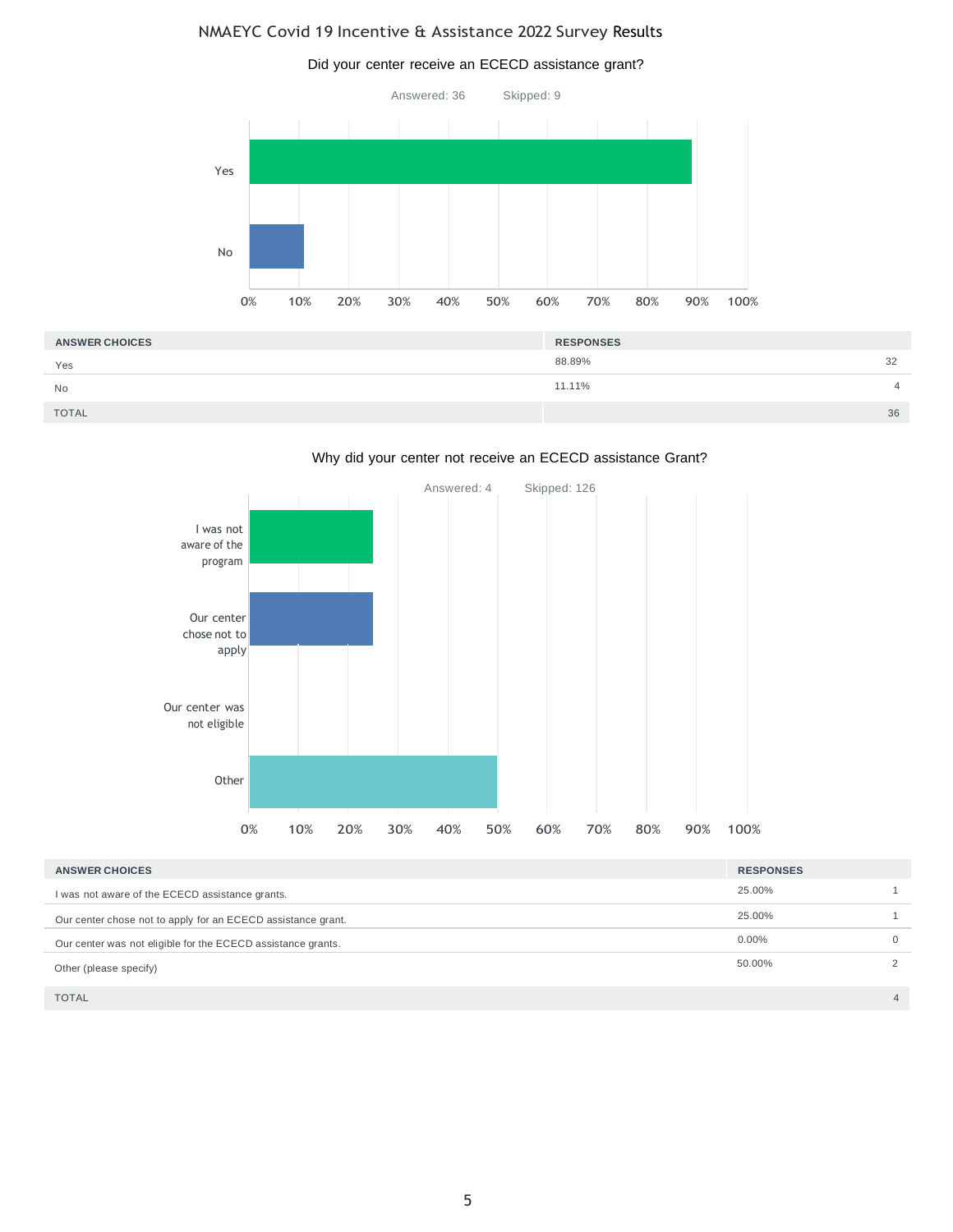# NMAEYC Covid 19 Incentive & Assistance 2022 Survey Results

## Did your center receive an ECECD assistance grant?

Answered: 36    Skipped: 9

| ANSWER CHOICES | RESPONSES | |
|---|---|---|
| Yes | 88.89% | 32 |
| No | 11.11% | 4 |
| TOTAL | | 36 |

## Why did your center not receive an ECECD assistance Grant?

Answered: 4    Skipped: 126

| ANSWER CHOICES | RESPONSES | |
|---|---|---|
| I was not aware of the ECECD assistance grants. | 25.00% | 1 |
| Our center chose not to apply for an ECECD assistance grant. | 25.00% | 1 |
| Our center was not eligible for the ECECD assistance grants. | 0.00% | 0 |
| Other (please specify) | 50.00% | 2 |
| TOTAL | | 4 |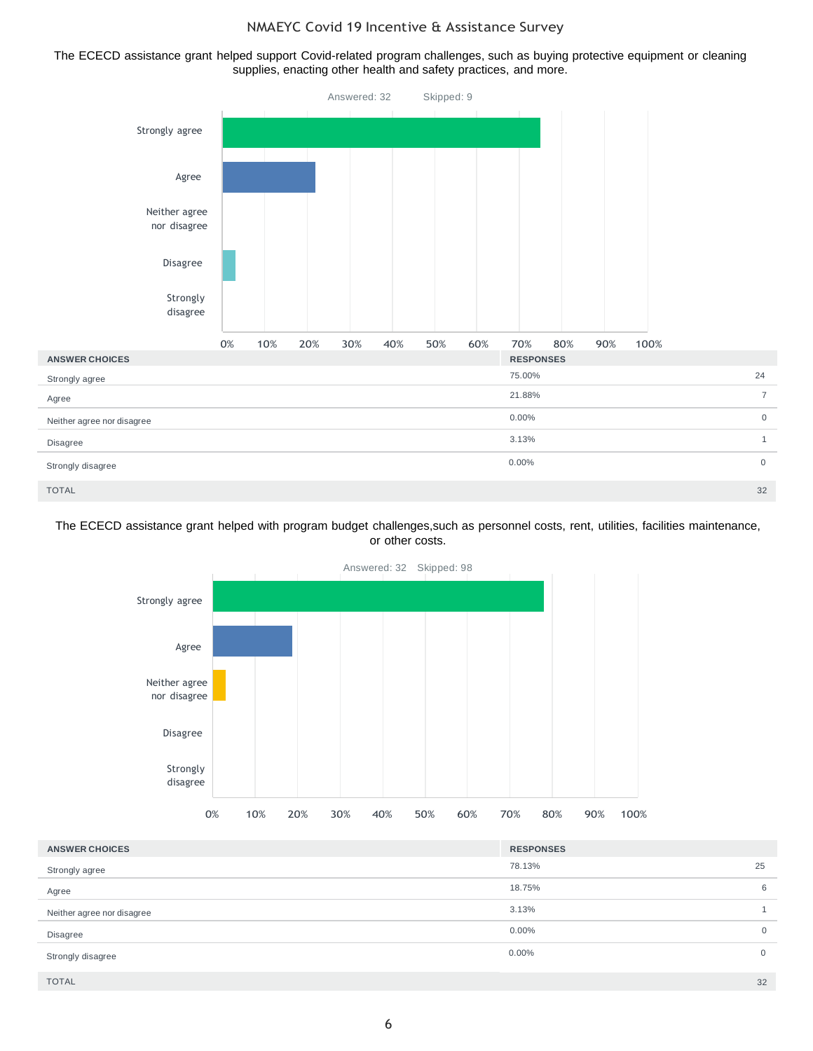The ECECD assistance grant helped support Covid-related program challenges, such as buying protective equipment or cleaning supplies, enacting other health and safety practices, and more.

Answered: 32 Skipped: 9

| ANSWER CHOICES | RESPONSES | |
|---|---|---|
| Strongly agree | 75.00% | 24 |
| Agree | 21.88% | 7 |
| Neither agree nor disagree | 0.00% | 0 |
| Disagree | 3.13% | 1 |
| Strongly disagree | 0.00% | 0 |
| TOTAL | | 32 |

The ECECD assistance grant helped with program budget challenges,such as personnel costs, rent, utilities, facilities maintenance, or other costs.

Answered: 32 Skipped: 98

| ANSWER CHOICES | RESPONSES | |
|---|---|---|
| Strongly agree | 78.13% | 25 |
| Agree | 18.75% | 6 |
| Neither agree nor disagree | 3.13% | 1 |
| Disagree | 0.00% | 0 |
| Strongly disagree | 0.00% | 0 |
| TOTAL | | 32 |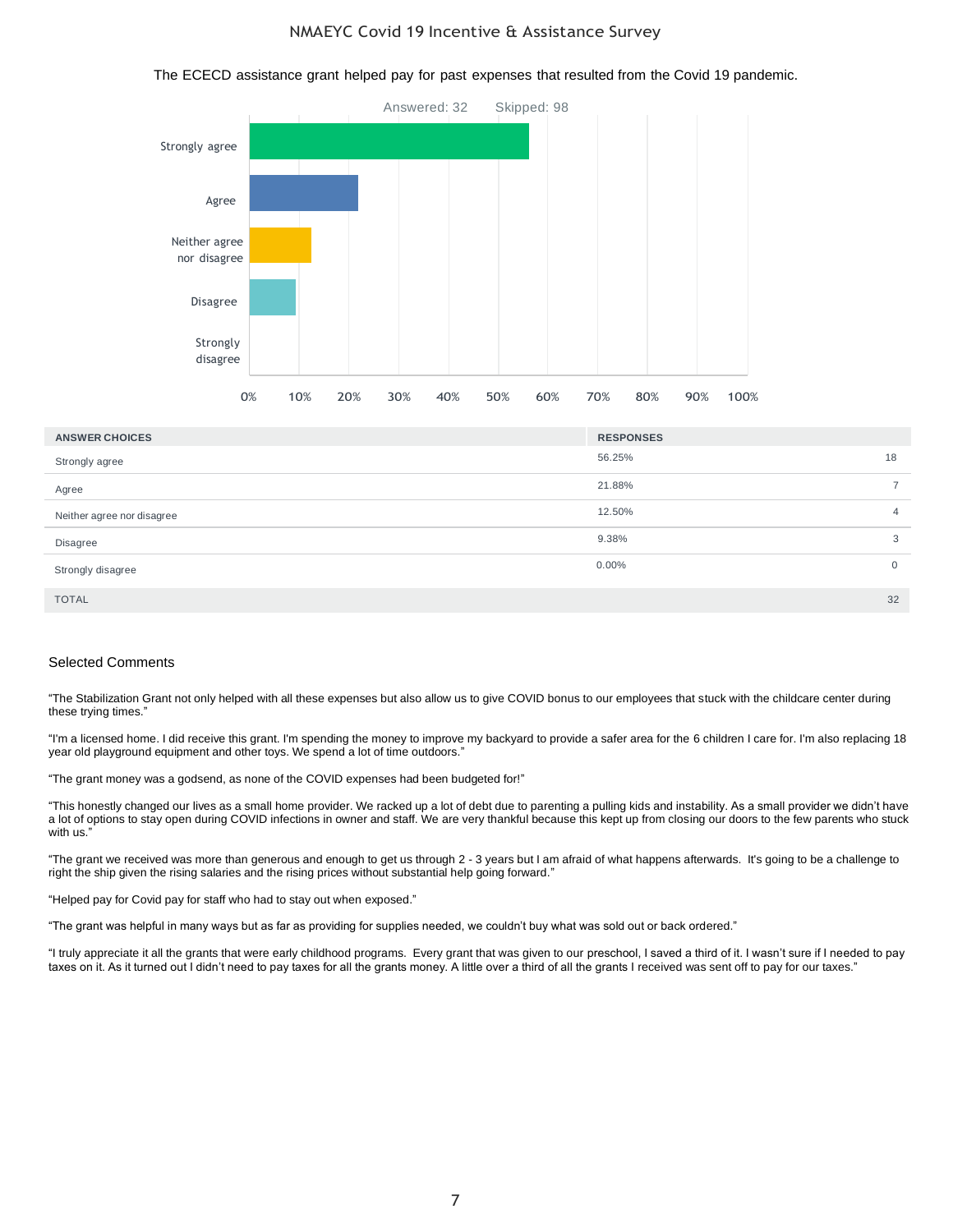# NMAEYC Covid 19 Incentive & Assistance Survey

The ECECD assistance grant helped pay for past expenses that resulted from the Covid 19 pandemic.

Answered: 32 Skipped: 98

| ANSWER CHOICES | RESPONSES | |
|---|---|---|
| Strongly agree | 56.25% | 18 |
| Agree | 21.88% | 7 |
| Neither agree nor disagree | 12.50% | 4 |
| Disagree | 9.38% | 3 |
| Strongly disagree | 0.00% | 0 |
| TOTAL | | 32 |

## Selected Comments

"The Stabilization Grant not only helped with all these expenses but also allow us to give COVID bonus to our employees that stuck with the childcare center during these trying times."

"I'm a licensed home. I did receive this grant. I'm spending the money to improve my backyard to provide a safer area for the 6 children I care for. I'm also replacing 18 year old playground equipment and other toys. We spend a lot of time outdoors."

"The grant money was a godsend, as none of the COVID expenses had been budgeted for!"

"This honestly changed our lives as a small home provider. We racked up a lot of debt due to parenting a pulling kids and instability. As a small provider we didn't have a lot of options to stay open during COVID infections in owner and staff. We are very thankful because this kept up from closing our doors to the few parents who stuck with us."

"The grant we received was more than generous and enough to get us through 2 - 3 years but I am afraid of what happens afterwards. It's going to be a challenge to right the ship given the rising salaries and the rising prices without substantial help going forward."

"Helped pay for Covid pay for staff who had to stay out when exposed."

"The grant was helpful in many ways but as far as providing for supplies needed, we couldn't buy what was sold out or back ordered."

"I truly appreciate it all the grants that were early childhood programs. Every grant that was given to our preschool, I saved a third of it. I wasn't sure if I needed to pay taxes on it. As it turned out I didn't need to pay taxes for all the grants money. A little over a third of all the grants I received was sent off to pay for our taxes."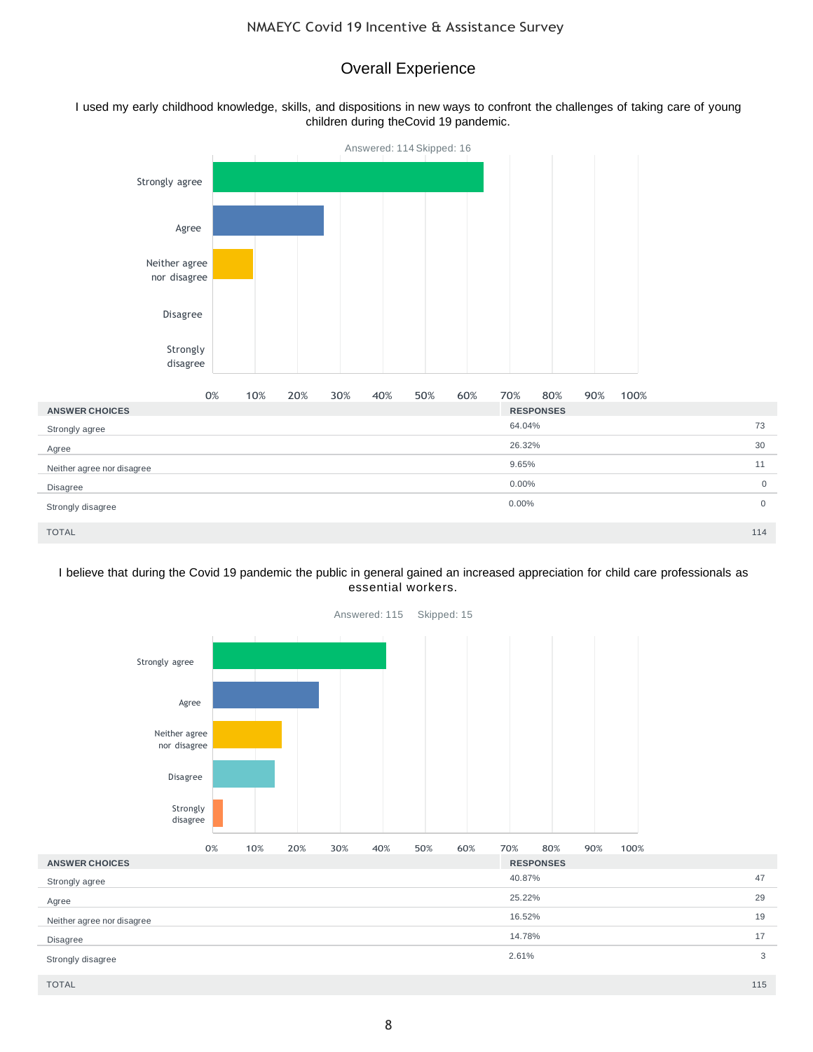## Overall Experience

I used my early childhood knowledge, skills, and dispositions in new ways to confront the challenges of taking care of young children during theCovid 19 pandemic.

Answered: 114 Skipped: 16

| ANSWER CHOICES | RESPONSES | |
|---|---|---|
| Strongly agree | 64.04% | 73 |
| Agree | 26.32% | 30 |
| Neither agree nor disagree | 9.65% | 11 |
| Disagree | 0.00% | 0 |
| Strongly disagree | 0.00% | 0 |
| TOTAL | | 114 |

I believe that during the Covid 19 pandemic the public in general gained an increased appreciation for child care professionals as essential workers.

Answered: 115 Skipped: 15

| ANSWER CHOICES | RESPONSES | |
|---|---|---|
| Strongly agree | 40.87% | 47 |
| Agree | 25.22% | 29 |
| Neither agree nor disagree | 16.52% | 19 |
| Disagree | 14.78% | 17 |
| Strongly disagree | 2.61% | 3 |
| TOTAL | | 115 |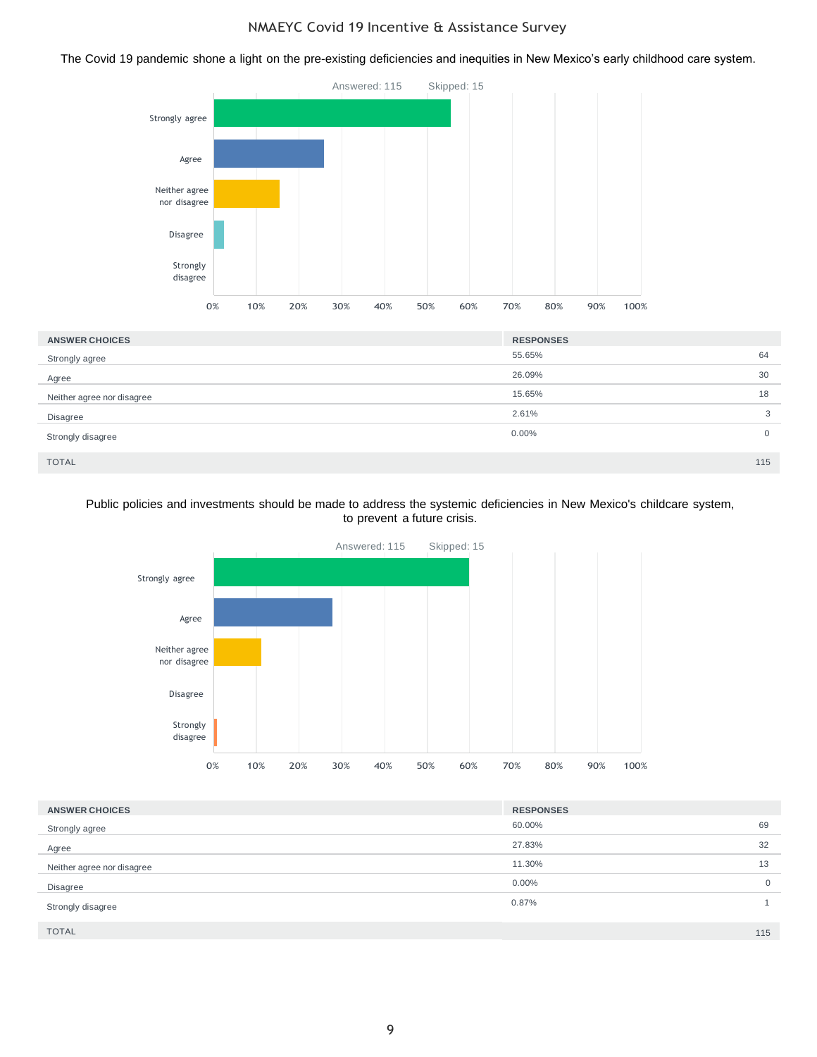The Covid 19 pandemic shone a light on the pre-existing deficiencies and inequities in New Mexico's early childhood care system.

Answered: 115 Skipped: 15

| ANSWER CHOICES | RESPONSES | |
|---|---|---|
| Strongly agree | 55.65% | 64 |
| Agree | 26.09% | 30 |
| Neither agree nor disagree | 15.65% | 18 |
| Disagree | 2.61% | 3 |
| Strongly disagree | 0.00% | 0 |
| TOTAL | | 115 |

Public policies and investments should be made to address the systemic deficiencies in New Mexico's childcare system, to prevent a future crisis.

Answered: 115 Skipped: 15

| ANSWER CHOICES | RESPONSES | |
|---|---|---|
| Strongly agree | 60.00% | 69 |
| Agree | 27.83% | 32 |
| Neither agree nor disagree | 11.30% | 13 |
| Disagree | 0.00% | 0 |
| Strongly disagree | 0.87% | 1 |
| TOTAL | | 115 |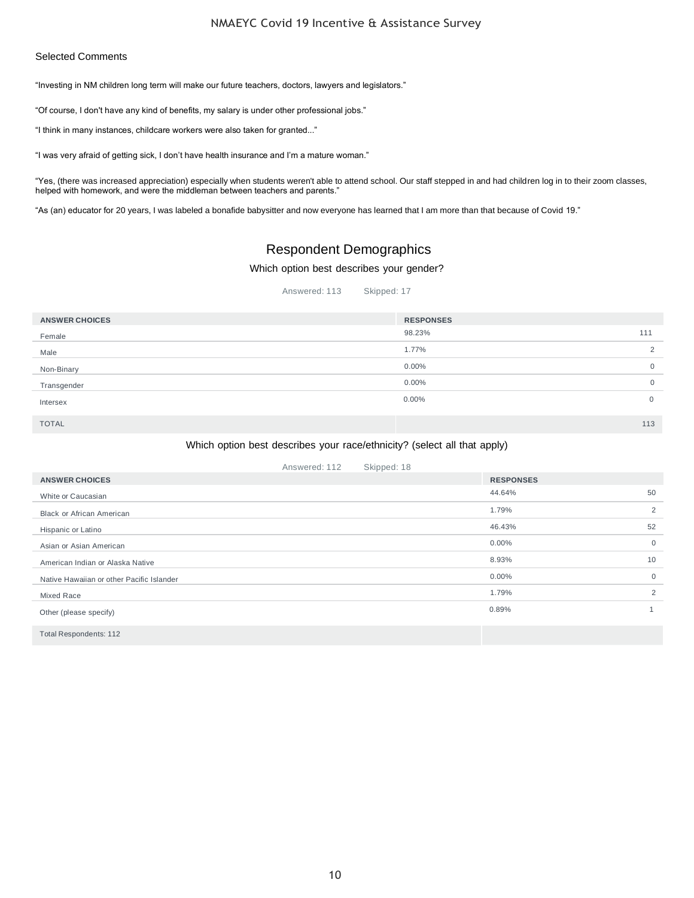Selected Comments

"Investing in NM children long term will make our future teachers, doctors, lawyers and legislators."

"Of course, I don't have any kind of benefits, my salary is under other professional jobs."

"I think in many instances, childcare workers were also taken for granted..."

"I was very afraid of getting sick, I don't have health insurance and I'm a mature woman."

"Yes, (there was increased appreciation) especially when students weren't able to attend school. Our staff stepped in and had children log in to their zoom classes, helped with homework, and were the middleman between teachers and parents."

"As (an) educator for 20 years, I was labeled a bonafide babysitter and now everyone has learned that I am more than that because of Covid 19."

## Respondent Demographics

### Which option best describes your gender?

Answered: 113 Skipped: 17

| ANSWER CHOICES | RESPONSES | |
|---|---|---|
| Female | 98.23% | 111 |
| Male | 1.77% | 2 |
| Non-Binary | 0.00% | 0 |
| Transgender | 0.00% | 0 |
| Intersex | 0.00% | 0 |
| TOTAL | | 113 |

### Which option best describes your race/ethnicity? (select all that apply)

Answered: 112 Skipped: 18

| ANSWER CHOICES | RESPONSES | |
|---|---|---|
| White or Caucasian | 44.64% | 50 |
| Black or African American | 1.79% | 2 |
| Hispanic or Latino | 46.43% | 52 |
| Asian or Asian American | 0.00% | 0 |
| American Indian or Alaska Native | 8.93% | 10 |
| Native Hawaiian or other Pacific Islander | 0.00% | 0 |
| Mixed Race | 1.79% | 2 |
| Other (please specify) | 0.89% | 1 |
| Total Respondents: 112 | | |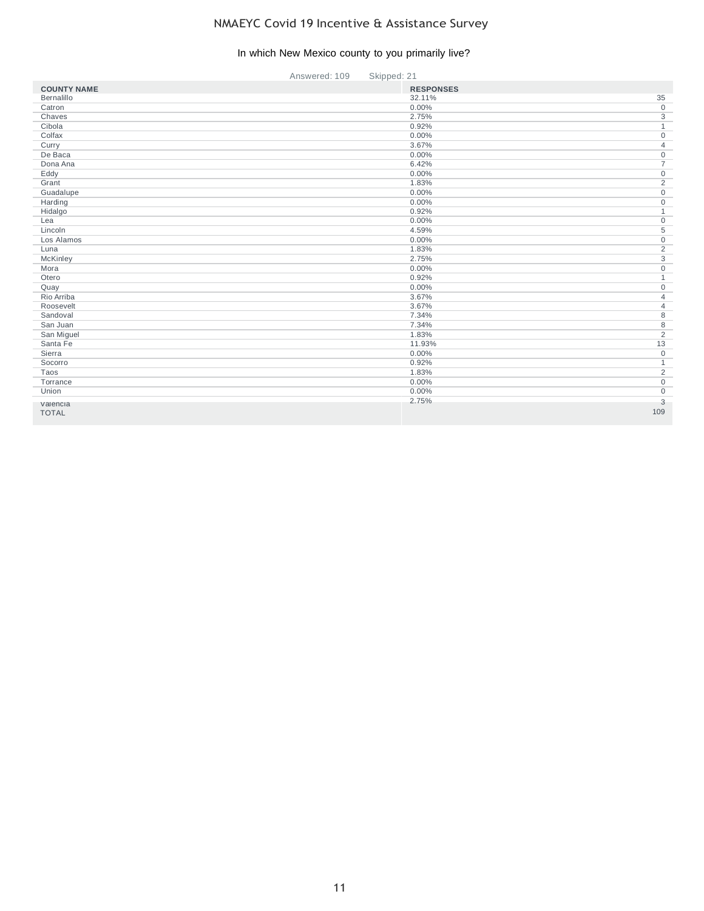# NMAEYC Covid 19 Incentive & Assistance Survey

## In which New Mexico county to you primarily live?

Answered: 109 Skipped: 21

| COUNTY NAME | RESPONSES | |
|---|---|---|
| Bernalillo | 32.11% | 35 |
| Catron | 0.00% | 0 |
| Chaves | 2.75% | 3 |
| Cibola | 0.92% | 1 |
| Colfax | 0.00% | 0 |
| Curry | 3.67% | 4 |
| De Baca | 0.00% | 0 |
| Dona Ana | 6.42% | 7 |
| Eddy | 0.00% | 0 |
| Grant | 1.83% | 2 |
| Guadalupe | 0.00% | 0 |
| Harding | 0.00% | 0 |
| Hidalgo | 0.92% | 1 |
| Lea | 0.00% | 0 |
| Lincoln | 4.59% | 5 |
| Los Alamos | 0.00% | 0 |
| Luna | 1.83% | 2 |
| McKinley | 2.75% | 3 |
| Mora | 0.00% | 0 |
| Otero | 0.92% | 1 |
| Quay | 0.00% | 0 |
| Rio Arriba | 3.67% | 4 |
| Roosevelt | 3.67% | 4 |
| Sandoval | 7.34% | 8 |
| San Juan | 7.34% | 8 |
| San Miguel | 1.83% | 2 |
| Santa Fe | 11.93% | 13 |
| Sierra | 0.00% | 0 |
| Socorro | 0.92% | 1 |
| Taos | 1.83% | 2 |
| Torrance | 0.00% | 0 |
| Union | 0.00% | 0 |
| Valencia | 2.75% | 3 |
| TOTAL | | 109 |